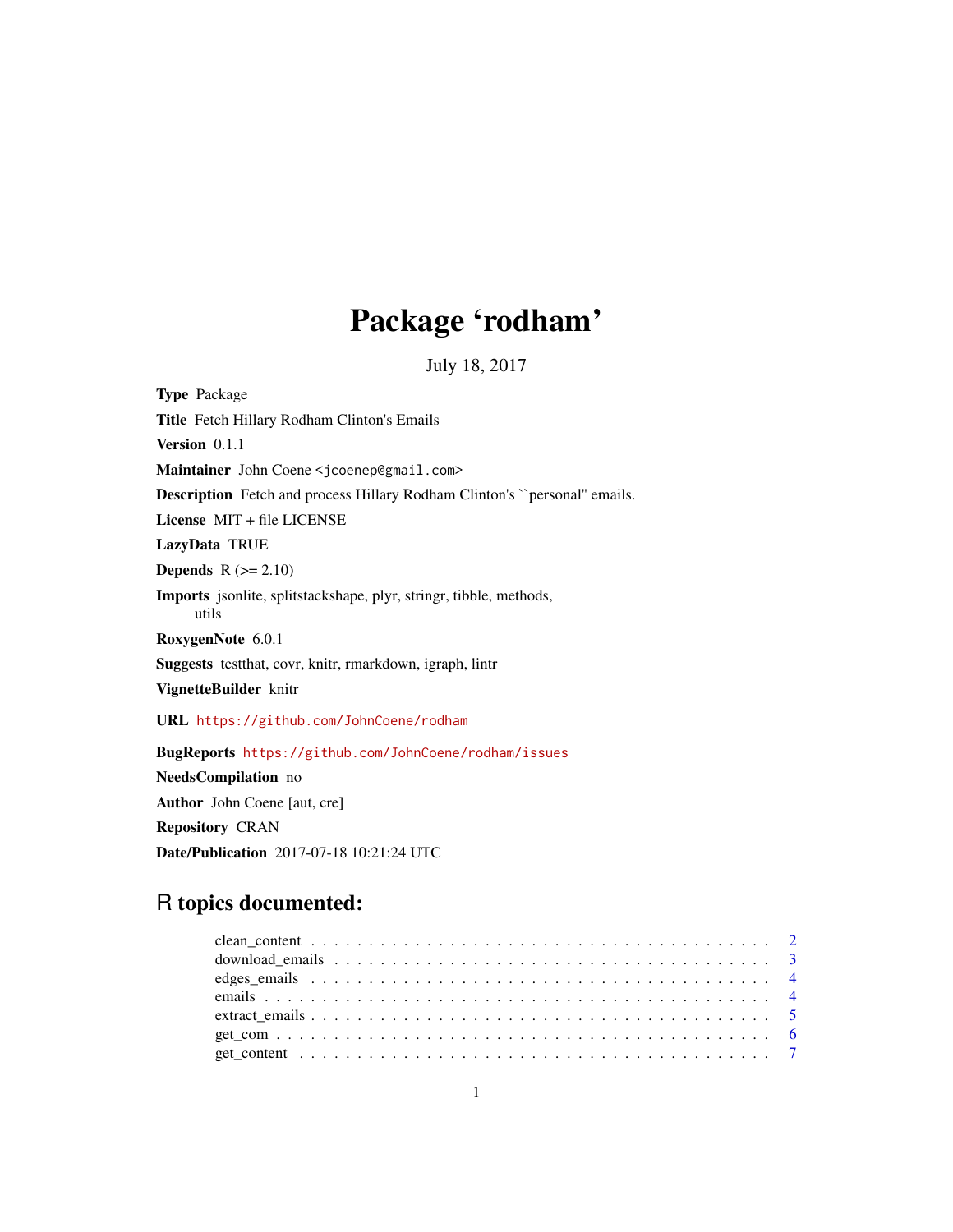# Package 'rodham'

July 18, 2017

**Type** Package

**Title** Fetch Hillary Rodham Clinton's Emails

**Version** 0.1.1

**Maintainer** John Coene <jcoenep@gmail.com>

**Description** Fetch and process Hillary Rodham Clinton's ``personal'' emails.

**License** MIT + file LICENSE

**LazyData** TRUE

**Depends** R (>= 2.10)

**Imports** jsonlite, splitstackshape, plyr, stringr, tibble, methods, utils

**RoxygenNote** 6.0.1

**Suggests** testthat, covr, knitr, rmarkdown, igraph, lintr

**VignetteBuilder** knitr

**URL** https://github.com/JohnCoene/rodham

**BugReports** https://github.com/JohnCoene/rodham/issues

**NeedsCompilation** no

**Author** John Coene [aut, cre]

**Repository** CRAN

**Date/Publication** 2017-07-18 10:21:24 UTC

## R topics documented:

- clean_content . . . . . . . . . . . . . . . . . . . . . . . . . . . . . . . . . . . . . . . . 2
- download_emails . . . . . . . . . . . . . . . . . . . . . . . . . . . . . . . . . . . . . . 3
- edges_emails . . . . . . . . . . . . . . . . . . . . . . . . . . . . . . . . . . . . . . . . 4
- emails . . . . . . . . . . . . . . . . . . . . . . . . . . . . . . . . . . . . . . . . . . . 4
- extract_emails . . . . . . . . . . . . . . . . . . . . . . . . . . . . . . . . . . . . . . . 5
- get_com . . . . . . . . . . . . . . . . . . . . . . . . . . . . . . . . . . . . . . . . . . 6
- get_content . . . . . . . . . . . . . . . . . . . . . . . . . . . . . . . . . . . . . . . . 7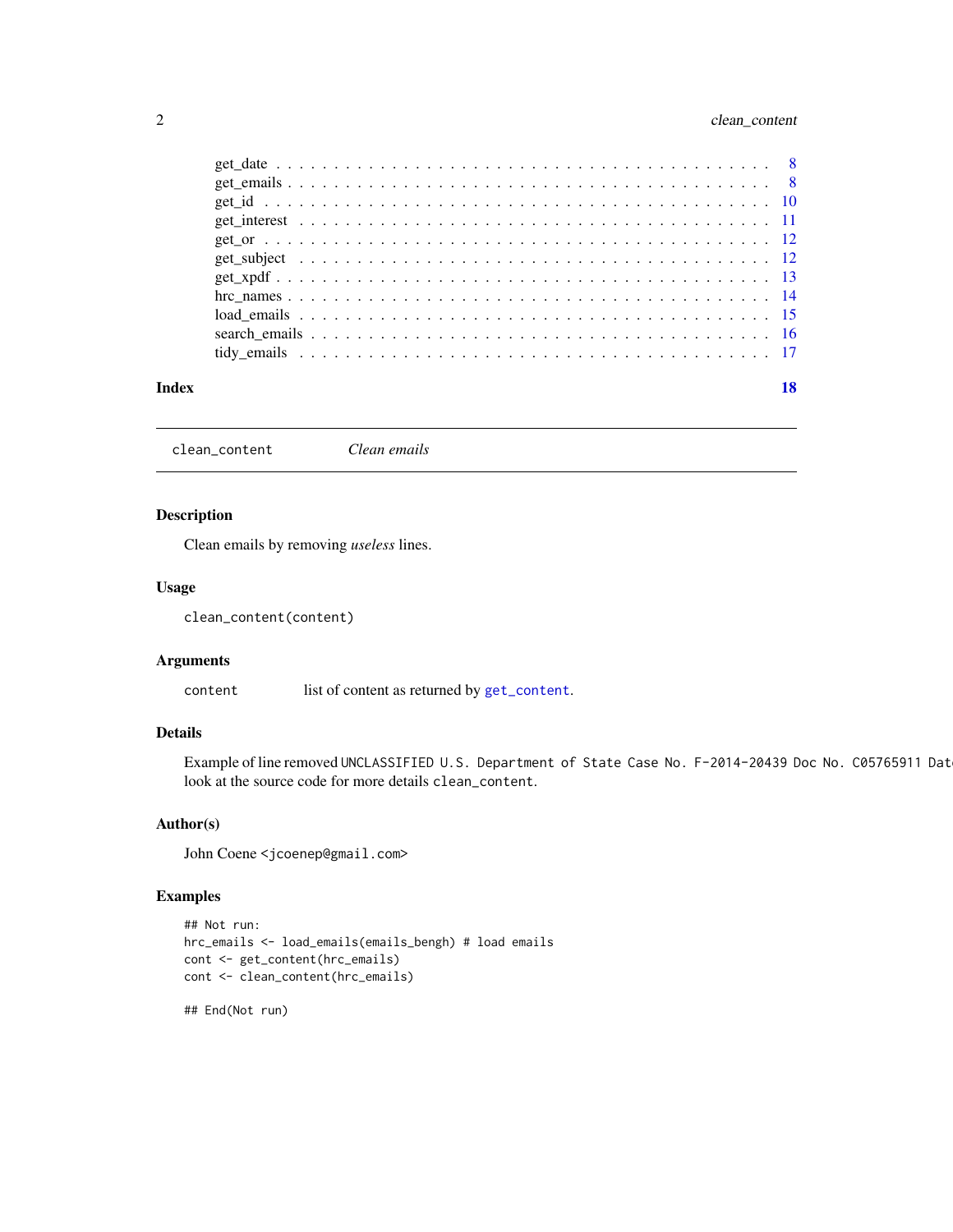get_date . . . . . . . . . . . . . . . . . . . . . . . . . . . . . . . . . . . . . . . . 8
get_emails . . . . . . . . . . . . . . . . . . . . . . . . . . . . . . . . . . . . . . . 8
get_id . . . . . . . . . . . . . . . . . . . . . . . . . . . . . . . . . . . . . . . . . 10
get_interest . . . . . . . . . . . . . . . . . . . . . . . . . . . . . . . . . . . . . . 11
get_or . . . . . . . . . . . . . . . . . . . . . . . . . . . . . . . . . . . . . . . . . 12
get_subject . . . . . . . . . . . . . . . . . . . . . . . . . . . . . . . . . . . . . . 12
get_xpdf . . . . . . . . . . . . . . . . . . . . . . . . . . . . . . . . . . . . . . . . 13
hrc_names . . . . . . . . . . . . . . . . . . . . . . . . . . . . . . . . . . . . . . . 14
load_emails . . . . . . . . . . . . . . . . . . . . . . . . . . . . . . . . . . . . . . 15
search_emails . . . . . . . . . . . . . . . . . . . . . . . . . . . . . . . . . . . . . 16
tidy_emails . . . . . . . . . . . . . . . . . . . . . . . . . . . . . . . . . . . . . . 17

**Index** **18**

---

`clean_content` *Clean emails*

---

### Description

Clean emails by removing *useless* lines.

### Usage

```
clean_content(content)
```

### Arguments

`content` list of content as returned by `get_content`.

### Details

Example of line removed `UNCLASSIFIED U.S. Department of State Case No. F-2014-20439 Doc No. C05765911 Dat` look at the source code for more details `clean_content`.

### Author(s)

John Coene <jcoenep@gmail.com>

### Examples

```
## Not run:
hrc_emails <- load_emails(emails_bengh) # load emails
cont <- get_content(hrc_emails)
cont <- clean_content(hrc_emails)

## End(Not run)
```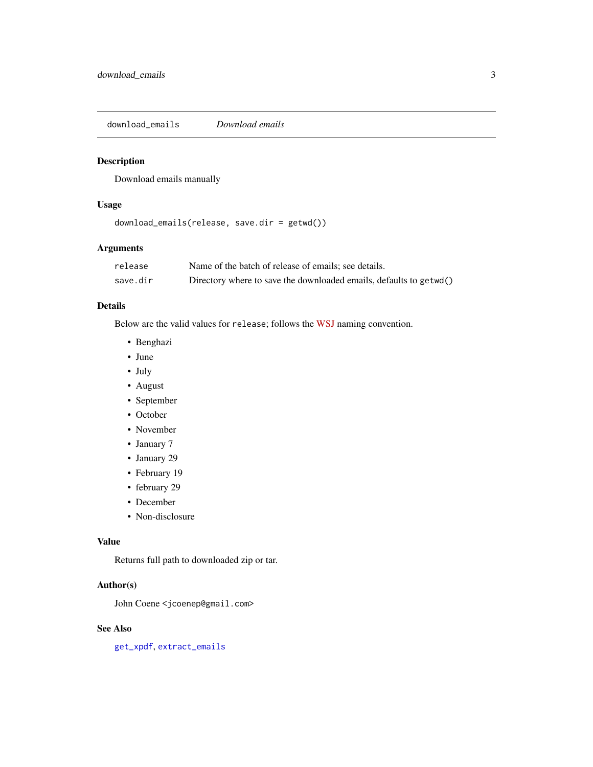## download_emails — *Download emails*

### Description

Download emails manually

### Usage

```
download_emails(release, save.dir = getwd())
```

### Arguments

| | |
|---|---|
| `release` | Name of the batch of release of emails; see details. |
| `save.dir` | Directory where to save the downloaded emails, defaults to `getwd()` |

### Details

Below are the valid values for `release`; follows the WSJ naming convention.

- Benghazi
- June
- July
- August
- September
- October
- November
- January 7
- January 29
- February 19
- february 29
- December
- Non-disclosure

### Value

Returns full path to downloaded zip or tar.

### Author(s)

John Coene <jcoenep@gmail.com>

### See Also

`get_xpdf`, `extract_emails`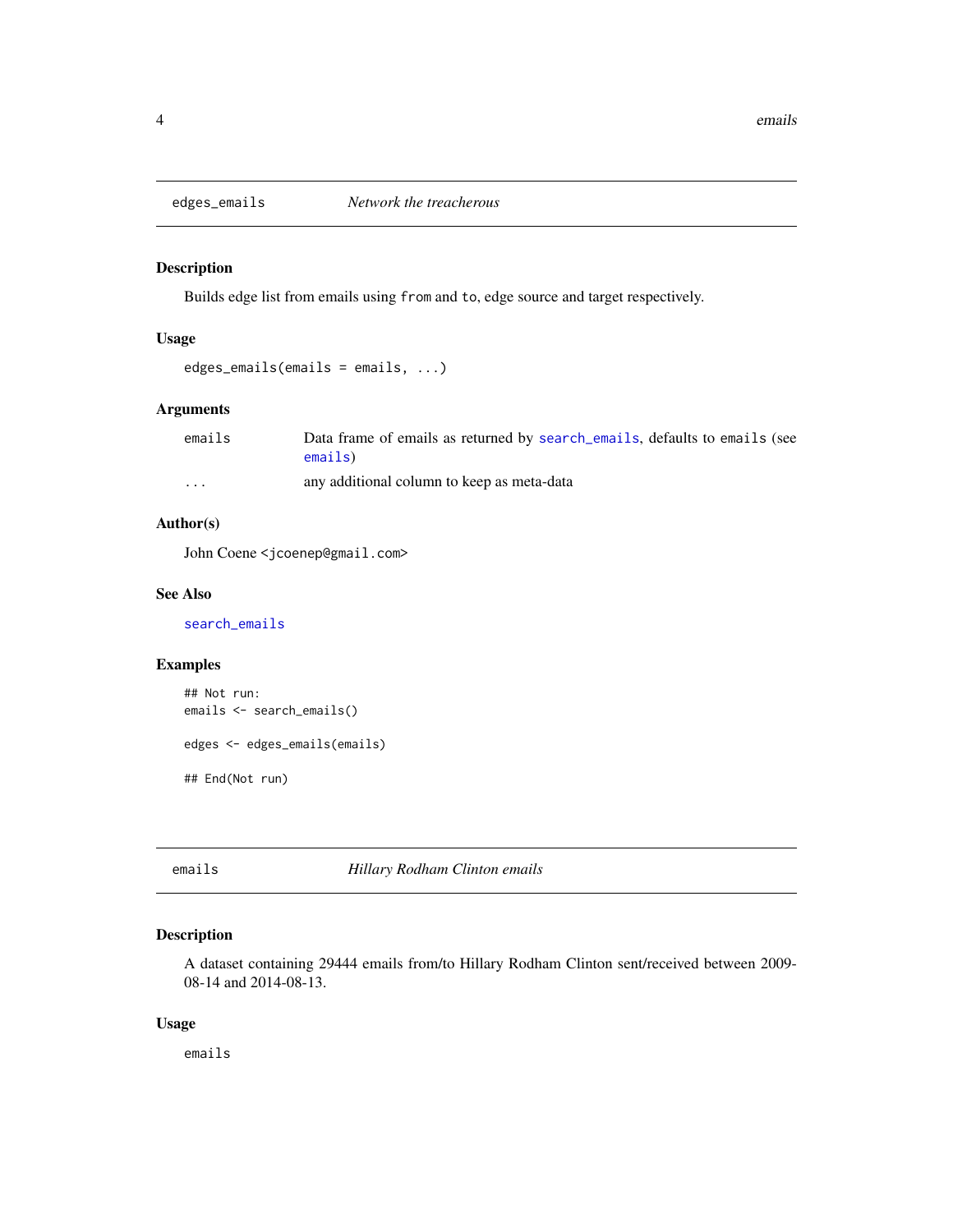## edges_emails *Network the treacherous*

### Description

Builds edge list from emails using `from` and `to`, edge source and target respectively.

### Usage

```
edges_emails(emails = emails, ...)
```

### Arguments

| | |
|---|---|
| `emails` | Data frame of emails as returned by `search_emails`, defaults to `emails` (see `emails`) |
| `...` | any additional column to keep as meta-data |

### Author(s)

John Coene <jcoenep@gmail.com>

### See Also

`search_emails`

### Examples

```
## Not run:
emails <- search_emails()

edges <- edges_emails(emails)

## End(Not run)
```

## emails *Hillary Rodham Clinton emails*

### Description

A dataset containing 29444 emails from/to Hillary Rodham Clinton sent/received between 2009-08-14 and 2014-08-13.

### Usage

```
emails
```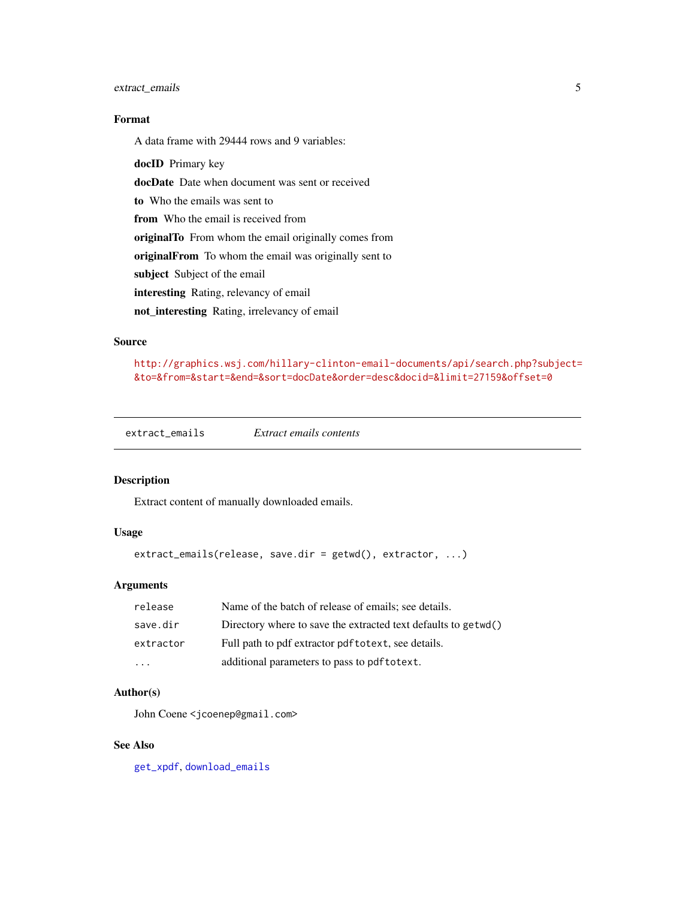### Format

A data frame with 29444 rows and 9 variables:

**docID** Primary key

**docDate** Date when document was sent or received

**to** Who the emails was sent to

**from** Who the email is received from

**originalTo** From whom the email originally comes from

**originalFrom** To whom the email was originally sent to

**subject** Subject of the email

**interesting** Rating, relevancy of email

**not_interesting** Rating, irrelevancy of email

### Source

http://graphics.wsj.com/hillary-clinton-email-documents/api/search.php?subject=&to=&from=&start=&end=&sort=docDate&order=desc&docid=&limit=27159&offset=0

---

## extract_emails — *Extract emails contents*

### Description

Extract content of manually downloaded emails.

### Usage

```
extract_emails(release, save.dir = getwd(), extractor, ...)
```

### Arguments

| | |
|---|---|
| `release` | Name of the batch of release of emails; see details. |
| `save.dir` | Directory where to save the extracted text defaults to `getwd()` |
| `extractor` | Full path to pdf extractor `pdftotext`, see details. |
| `...` | additional parameters to pass to `pdftotext`. |

### Author(s)

John Coene <jcoenep@gmail.com>

### See Also

`get_xpdf`, `download_emails`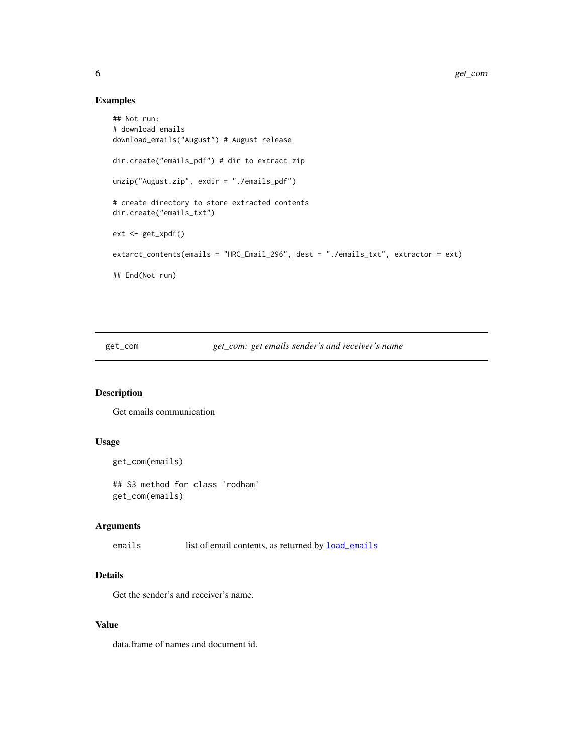## Examples

```
## Not run:
# download emails
download_emails("August") # August release

dir.create("emails_pdf") # dir to extract zip

unzip("August.zip", exdir = "./emails_pdf")

# create directory to store extracted contents
dir.create("emails_txt")

ext <- get_xpdf()

extarct_contents(emails = "HRC_Email_296", dest = "./emails_txt", extractor = ext)

## End(Not run)
```

---

`get_com` *get_com: get emails sender's and receiver's name*

---

## Description

Get emails communication

## Usage

```
get_com(emails)

## S3 method for class 'rodham'
get_com(emails)
```

## Arguments

| | |
|---|---|
| `emails` | list of email contents, as returned by `load_emails` |

## Details

Get the sender's and receiver's name.

## Value

data.frame of names and document id.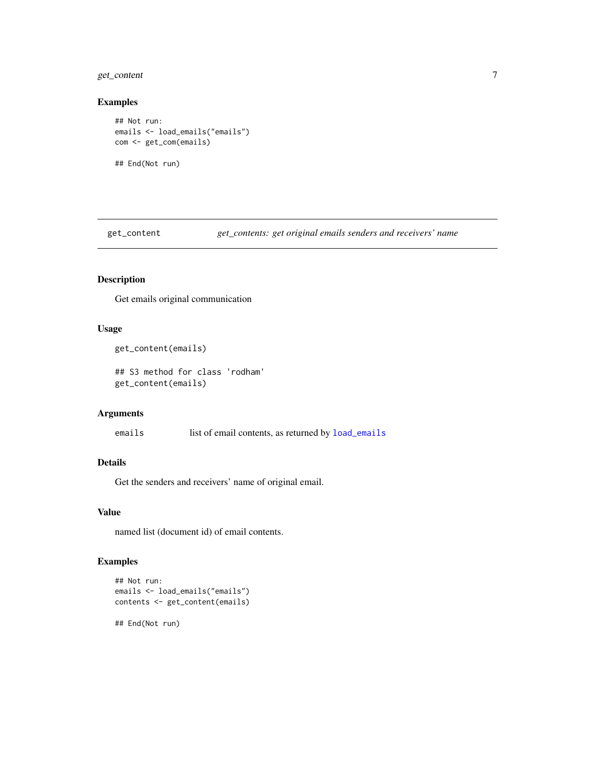### Examples

```
## Not run:
emails <- load_emails("emails")
com <- get_com(emails)

## End(Not run)
```

---

`get_content` *get_contents: get original emails senders and receivers' name*

---

### Description

Get emails original communication

### Usage

```
get_content(emails)

## S3 method for class 'rodham'
get_content(emails)
```

### Arguments

`emails` list of email contents, as returned by `load_emails`

### Details

Get the senders and receivers' name of original email.

### Value

named list (document id) of email contents.

### Examples

```
## Not run:
emails <- load_emails("emails")
contents <- get_content(emails)

## End(Not run)
```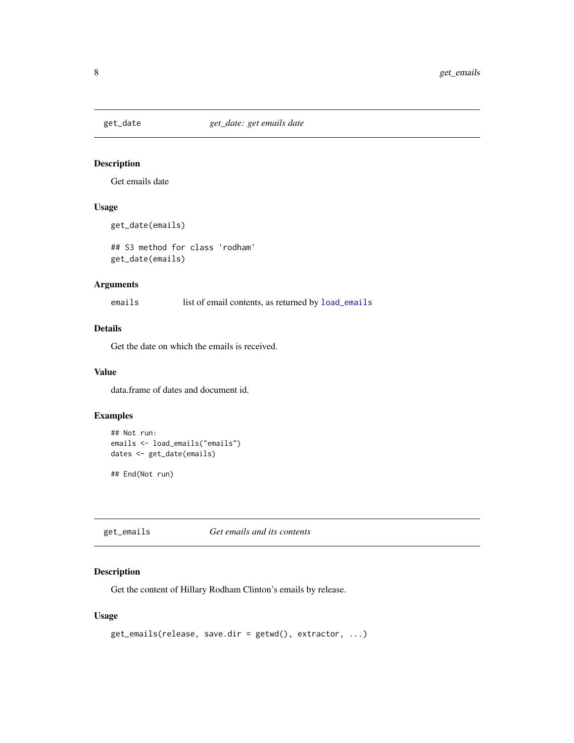## get_date — *get_date: get emails date*

### Description

Get emails date

### Usage

```
get_date(emails)

## S3 method for class 'rodham'
get_date(emails)
```

### Arguments

| | |
|---|---|
| `emails` | list of email contents, as returned by `load_emails` |

### Details

Get the date on which the emails is received.

### Value

data.frame of dates and document id.

### Examples

```
## Not run:
emails <- load_emails("emails")
dates <- get_date(emails)

## End(Not run)
```

## get_emails — *Get emails and its contents*

### Description

Get the content of Hillary Rodham Clinton's emails by release.

### Usage

```
get_emails(release, save.dir = getwd(), extractor, ...)
```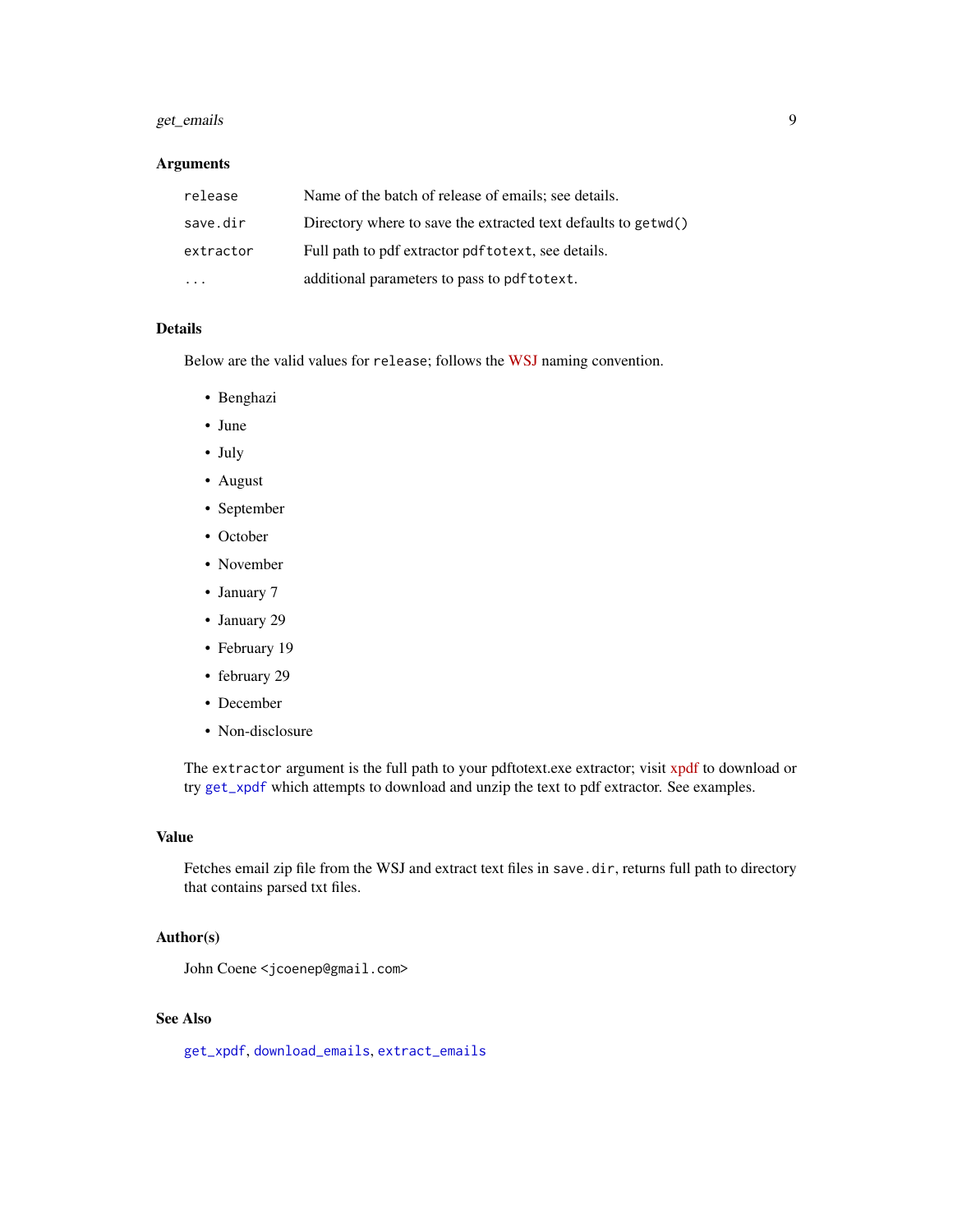### Arguments

| | |
|---|---|
| `release` | Name of the batch of release of emails; see details. |
| `save.dir` | Directory where to save the extracted text defaults to `getwd()` |
| `extractor` | Full path to pdf extractor `pdftotext`, see details. |
| `...` | additional parameters to pass to `pdftotext`. |

### Details

Below are the valid values for `release`; follows the WSJ naming convention.

- Benghazi
- June
- July
- August
- September
- October
- November
- January 7
- January 29
- February 19
- february 29
- December
- Non-disclosure

The `extractor` argument is the full path to your pdftotext.exe extractor; visit xpdf to download or try `get_xpdf` which attempts to download and unzip the text to pdf extractor. See examples.

### Value

Fetches email zip file from the WSJ and extract text files in `save.dir`, returns full path to directory that contains parsed txt files.

### Author(s)

John Coene <jcoenep@gmail.com>

### See Also

`get_xpdf`, `download_emails`, `extract_emails`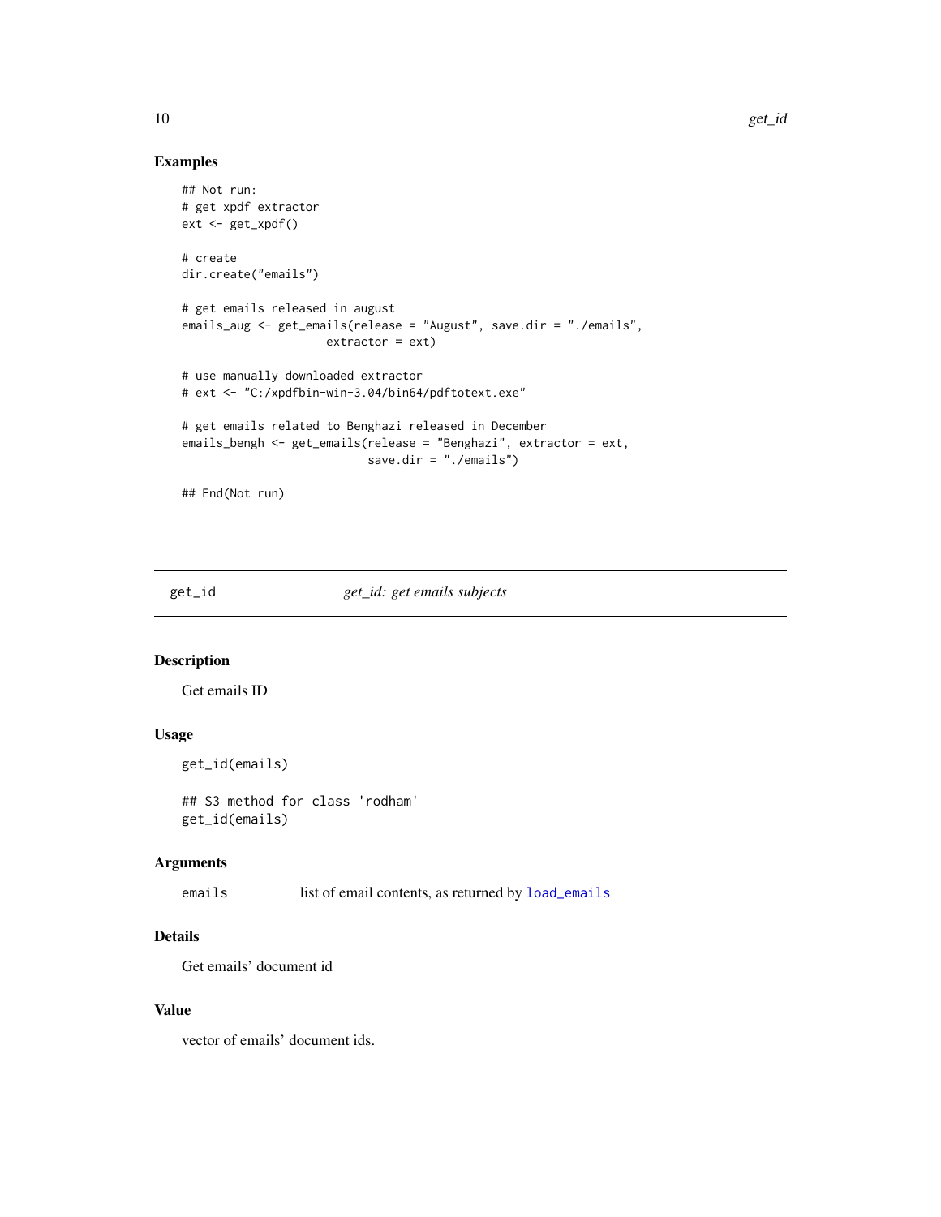## Examples

```
## Not run:
# get xpdf extractor
ext <- get_xpdf()

# create
dir.create("emails")

# get emails released in august
emails_aug <- get_emails(release = "August", save.dir = "./emails",
                      extractor = ext)

# use manually downloaded extractor
# ext <- "C:/xpdfbin-win-3.04/bin64/pdftotext.exe"

# get emails related to Benghazi released in December
emails_bengh <- get_emails(release = "Benghazi", extractor = ext,
                            save.dir = "./emails")

## End(Not run)
```

---

# get_id &nbsp;&nbsp;&nbsp;&nbsp;&nbsp;&nbsp;&nbsp; *get_id: get emails subjects*

---

## Description

Get emails ID

## Usage

```
get_id(emails)

## S3 method for class 'rodham'
get_id(emails)
```

## Arguments

| | |
|---|---|
| `emails` | list of email contents, as returned by `load_emails` |

## Details

Get emails' document id

## Value

vector of emails' document ids.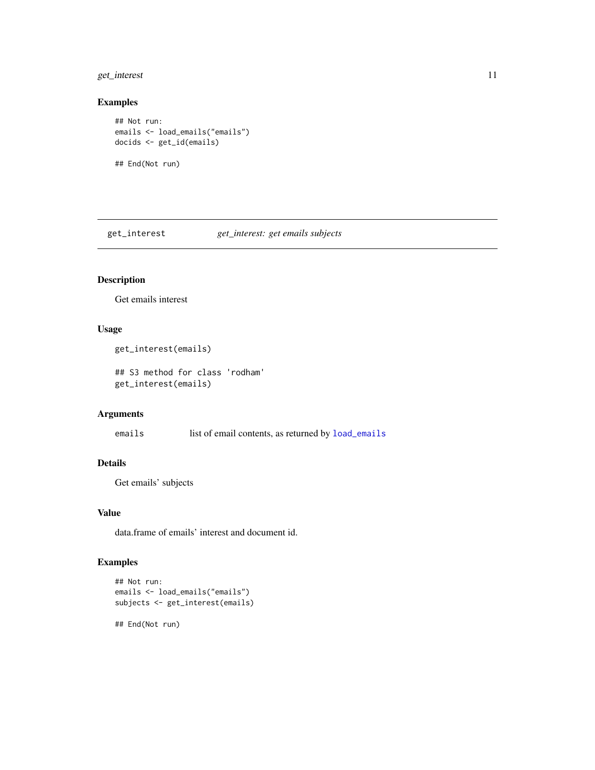### Examples

```
## Not run:
emails <- load_emails("emails")
docids <- get_id(emails)

## End(Not run)
```

## get_interest — *get_interest: get emails subjects*

### Description

Get emails interest

### Usage

```
get_interest(emails)

## S3 method for class 'rodham'
get_interest(emails)
```

### Arguments

| | |
|---|---|
| `emails` | list of email contents, as returned by `load_emails` |

### Details

Get emails' subjects

### Value

data.frame of emails' interest and document id.

### Examples

```
## Not run:
emails <- load_emails("emails")
subjects <- get_interest(emails)

## End(Not run)
```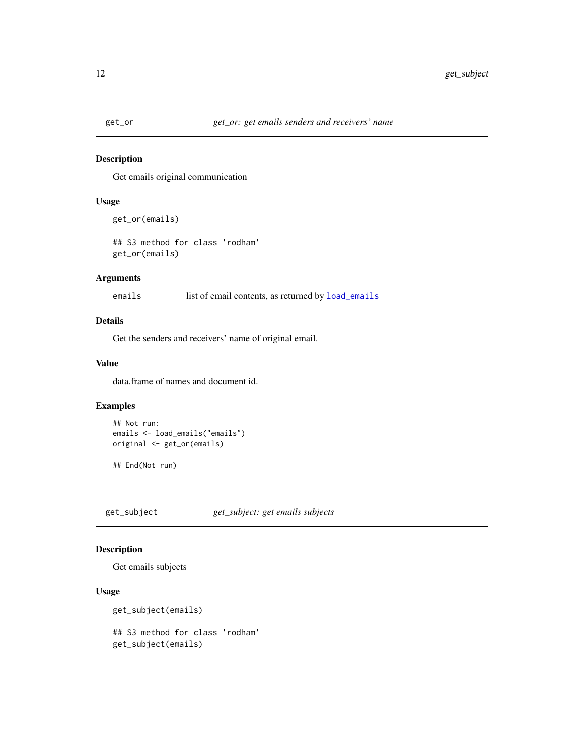## get_or — *get_or: get emails senders and receivers' name*

### Description

Get emails original communication

### Usage

```
get_or(emails)

## S3 method for class 'rodham'
get_or(emails)
```

### Arguments

| | |
|---|---|
| emails | list of email contents, as returned by `load_emails` |

### Details

Get the senders and receivers' name of original email.

### Value

data.frame of names and document id.

### Examples

```
## Not run:
emails <- load_emails("emails")
original <- get_or(emails)

## End(Not run)
```

## get_subject — *get_subject: get emails subjects*

### Description

Get emails subjects

### Usage

```
get_subject(emails)

## S3 method for class 'rodham'
get_subject(emails)
```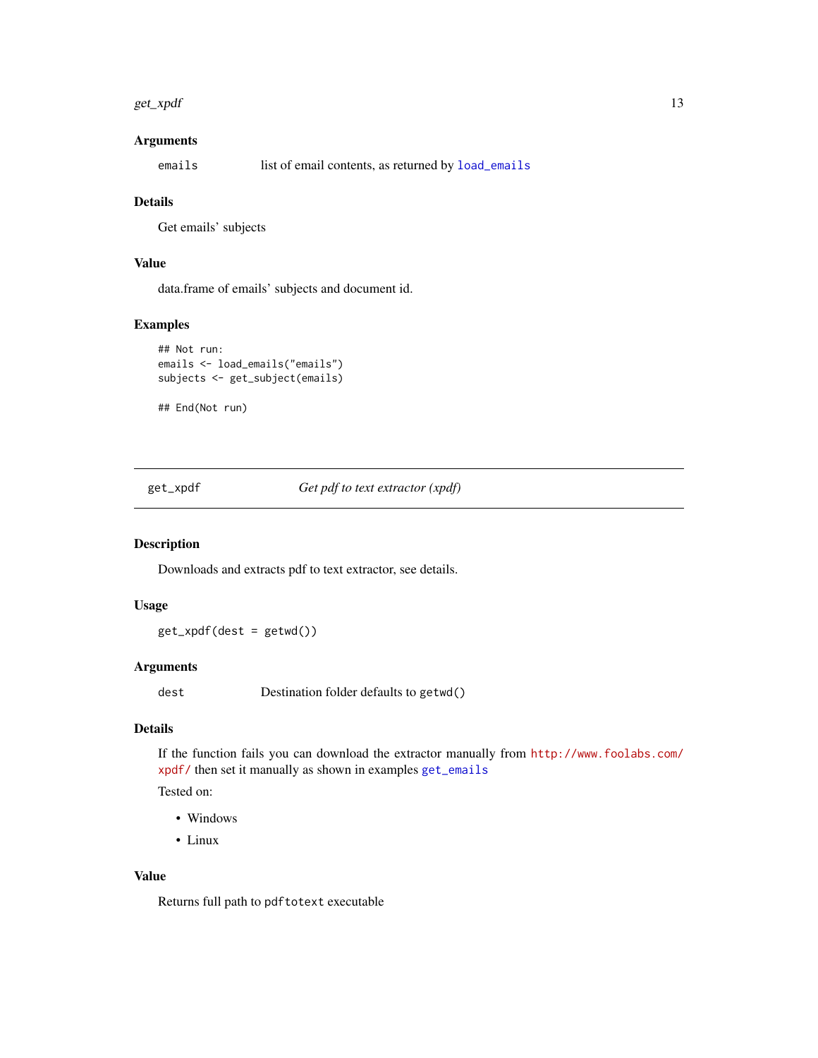### Arguments

`emails` list of email contents, as returned by `load_emails`

### Details

Get emails' subjects

### Value

data.frame of emails' subjects and document id.

### Examples

```
## Not run:
emails <- load_emails("emails")
subjects <- get_subject(emails)

## End(Not run)
```

---

## get_xpdf *Get pdf to text extractor (xpdf)*

---

### Description

Downloads and extracts pdf to text extractor, see details.

### Usage

```
get_xpdf(dest = getwd())
```

### Arguments

`dest` Destination folder defaults to `getwd()`

### Details

If the function fails you can download the extractor manually from http://www.foolabs.com/xpdf/ then set it manually as shown in examples `get_emails`

Tested on:

- Windows
- Linux

### Value

Returns full path to `pdftotext` executable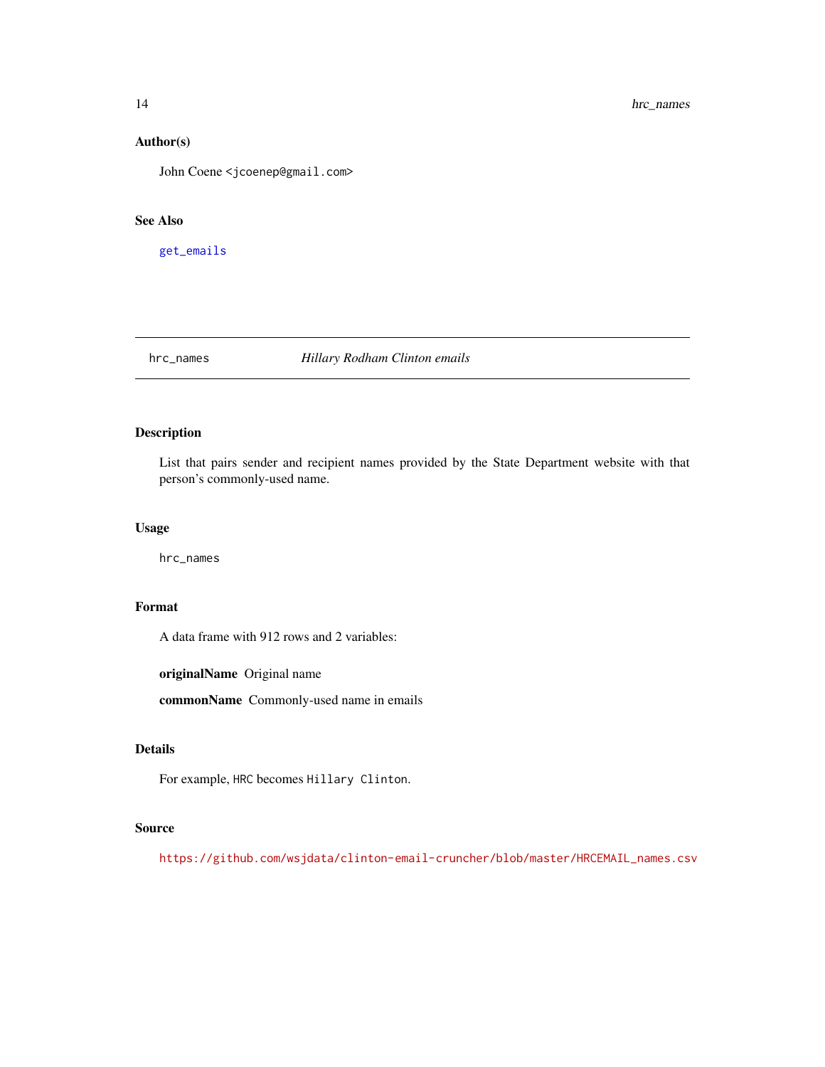### Author(s)

John Coene <jcoenep@gmail.com>

### See Also

get_emails

---

## hrc_names — *Hillary Rodham Clinton emails*

### Description

List that pairs sender and recipient names provided by the State Department website with that person's commonly-used name.

### Usage

```
hrc_names
```

### Format

A data frame with 912 rows and 2 variables:

**originalName** Original name

**commonName** Commonly-used name in emails

### Details

For example, `HRC` becomes `Hillary Clinton`.

### Source

https://github.com/wsjdata/clinton-email-cruncher/blob/master/HRCEMAIL_names.csv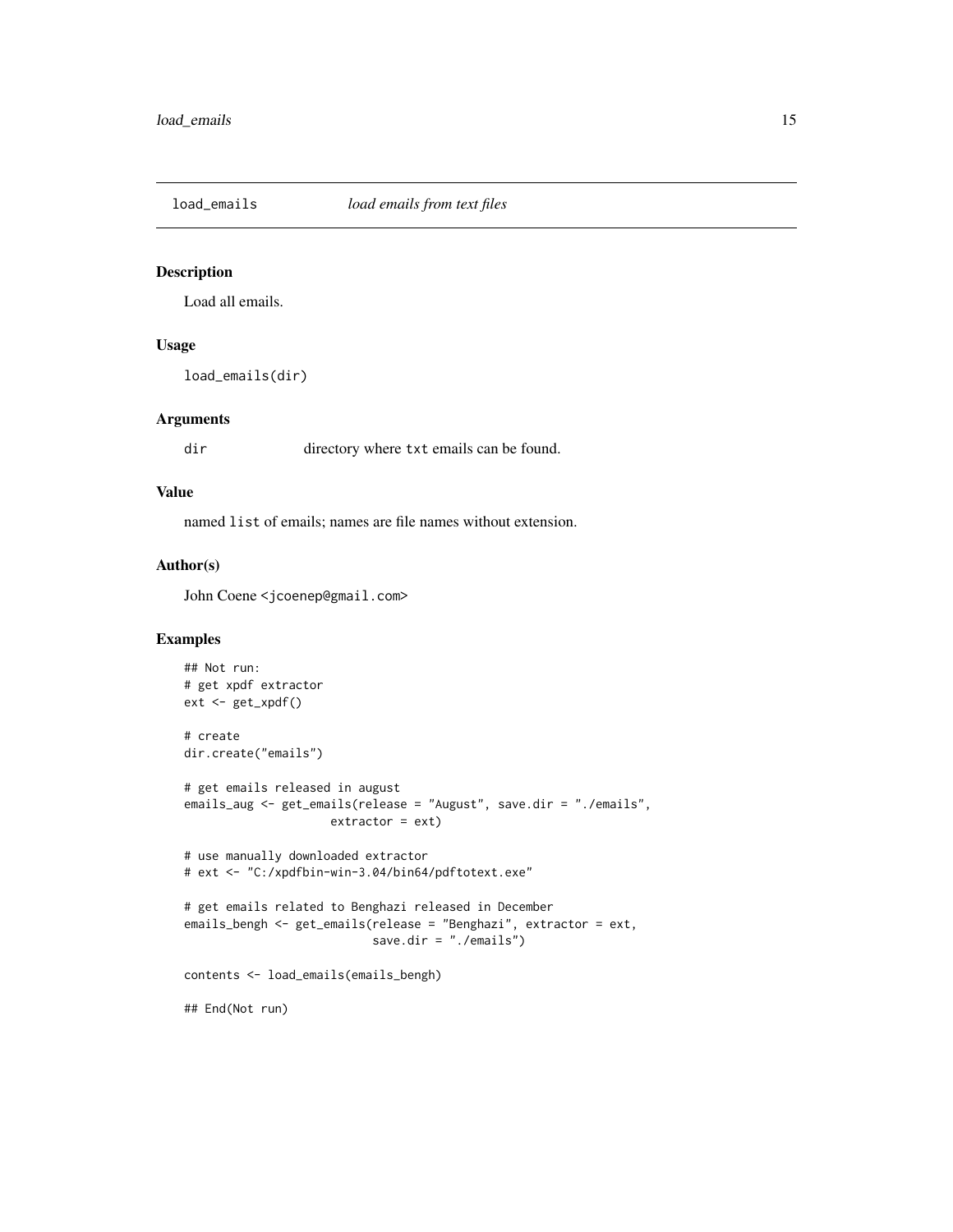# load_emails — *load emails from text files*

## Description

Load all emails.

## Usage

```
load_emails(dir)
```

## Arguments

| | |
|---|---|
| dir | directory where txt emails can be found. |

## Value

named list of emails; names are file names without extension.

## Author(s)

John Coene <jcoenep@gmail.com>

## Examples

```
## Not run:
# get xpdf extractor
ext <- get_xpdf()

# create
dir.create("emails")

# get emails released in august
emails_aug <- get_emails(release = "August", save.dir = "./emails",
                   extractor = ext)

# use manually downloaded extractor
# ext <- "C:/xpdfbin-win-3.04/bin64/pdftotext.exe"

# get emails related to Benghazi released in December
emails_bengh <- get_emails(release = "Benghazi", extractor = ext,
                          save.dir = "./emails")

contents <- load_emails(emails_bengh)

## End(Not run)
```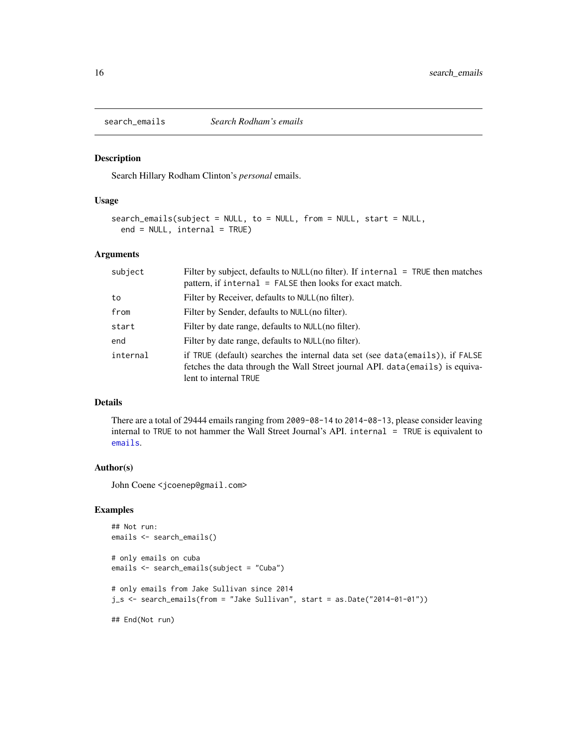## search_emails *Search Rodham's emails*

### Description

Search Hillary Rodham Clinton's *personal* emails.

### Usage

```
search_emails(subject = NULL, to = NULL, from = NULL, start = NULL,
  end = NULL, internal = TRUE)
```

### Arguments

| | |
|---|---|
| `subject` | Filter by subject, defaults to `NULL`(no filter). If `internal = TRUE` then matches pattern, if `internal = FALSE` then looks for exact match. |
| `to` | Filter by Receiver, defaults to `NULL`(no filter). |
| `from` | Filter by Sender, defaults to `NULL`(no filter). |
| `start` | Filter by date range, defaults to `NULL`(no filter). |
| `end` | Filter by date range, defaults to `NULL`(no filter). |
| `internal` | if `TRUE` (default) searches the internal data set (see `data(emails)`), if `FALSE` fetches the data through the Wall Street journal API. `data(emails)` is equivalent to internal `TRUE` |

### Details

There are a total of 29444 emails ranging from `2009-08-14` to `2014-08-13`, please consider leaving internal to `TRUE` to not hammer the Wall Street Journal's API. `internal = TRUE` is equivalent to `emails`.

### Author(s)

John Coene <jcoenep@gmail.com>

### Examples

```
## Not run:
emails <- search_emails()

# only emails on cuba
emails <- search_emails(subject = "Cuba")

# only emails from Jake Sullivan since 2014
j_s <- search_emails(from = "Jake Sullivan", start = as.Date("2014-01-01"))

## End(Not run)
```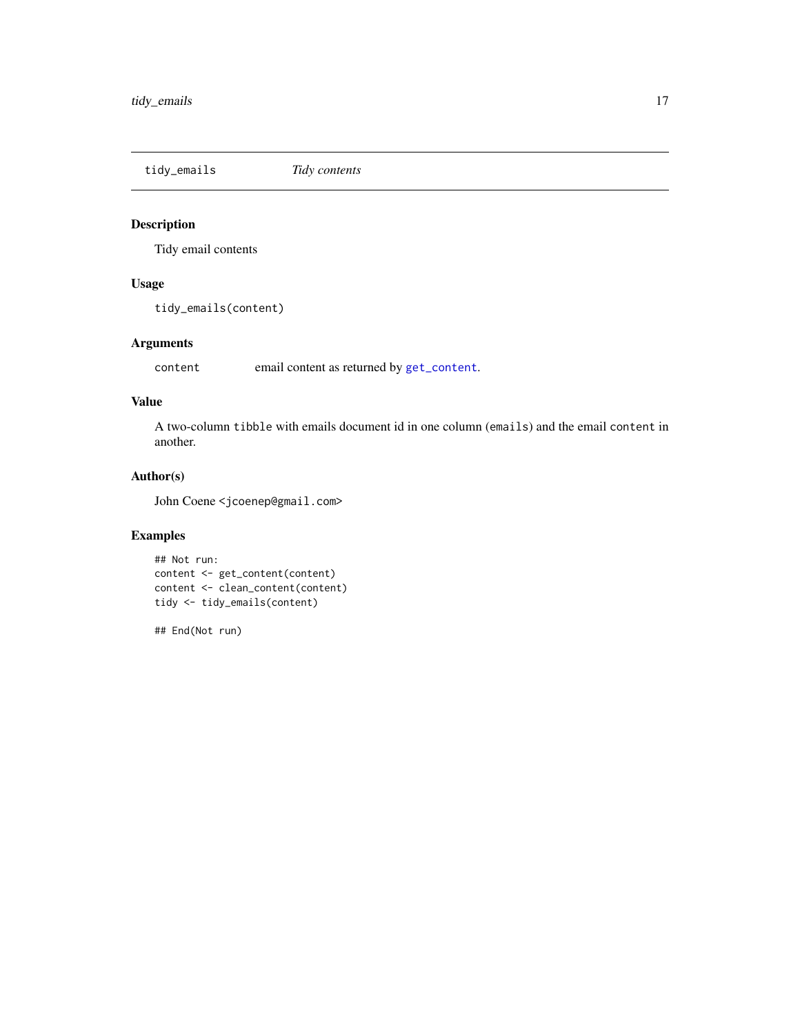## tidy_emails — *Tidy contents*

### Description

Tidy email contents

### Usage

```
tidy_emails(content)
```

### Arguments

| | |
|---|---|
| content | email content as returned by `get_content`. |

### Value

A two-column `tibble` with emails document id in one column (`emails`) and the email `content` in another.

### Author(s)

John Coene <jcoenep@gmail.com>

### Examples

```
## Not run:
content <- get_content(content)
content <- clean_content(content)
tidy <- tidy_emails(content)

## End(Not run)
```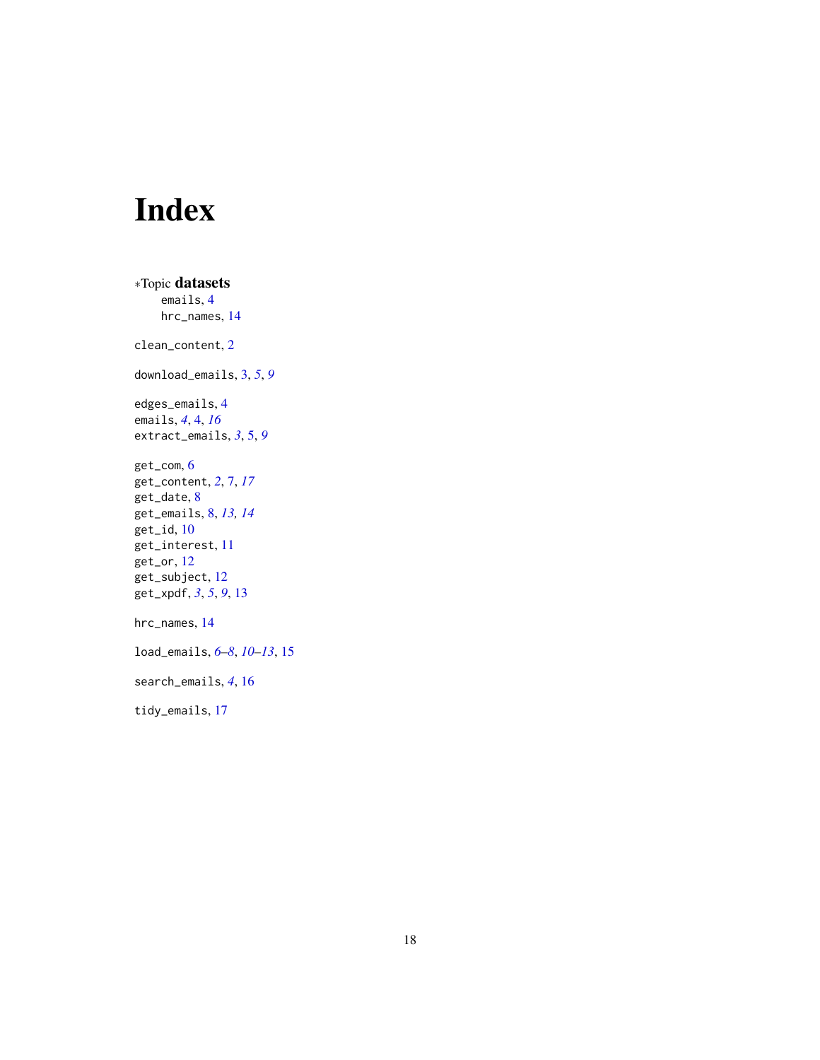# Index

∗Topic **datasets**

- emails, 4
- hrc_names, 14

clean_content, 2

download_emails, 3, *5*, *9*

edges_emails, 4
emails, *4*, 4, *16*
extract_emails, *3*, 5, *9*

get_com, 6
get_content, *2*, 7, *17*
get_date, 8
get_emails, 8, *13, 14*
get_id, 10
get_interest, 11
get_or, 12
get_subject, 12
get_xpdf, *3*, *5*, *9*, 13

hrc_names, 14

load_emails, *6–8*, *10–13*, 15

search_emails, *4*, 16

tidy_emails, 17